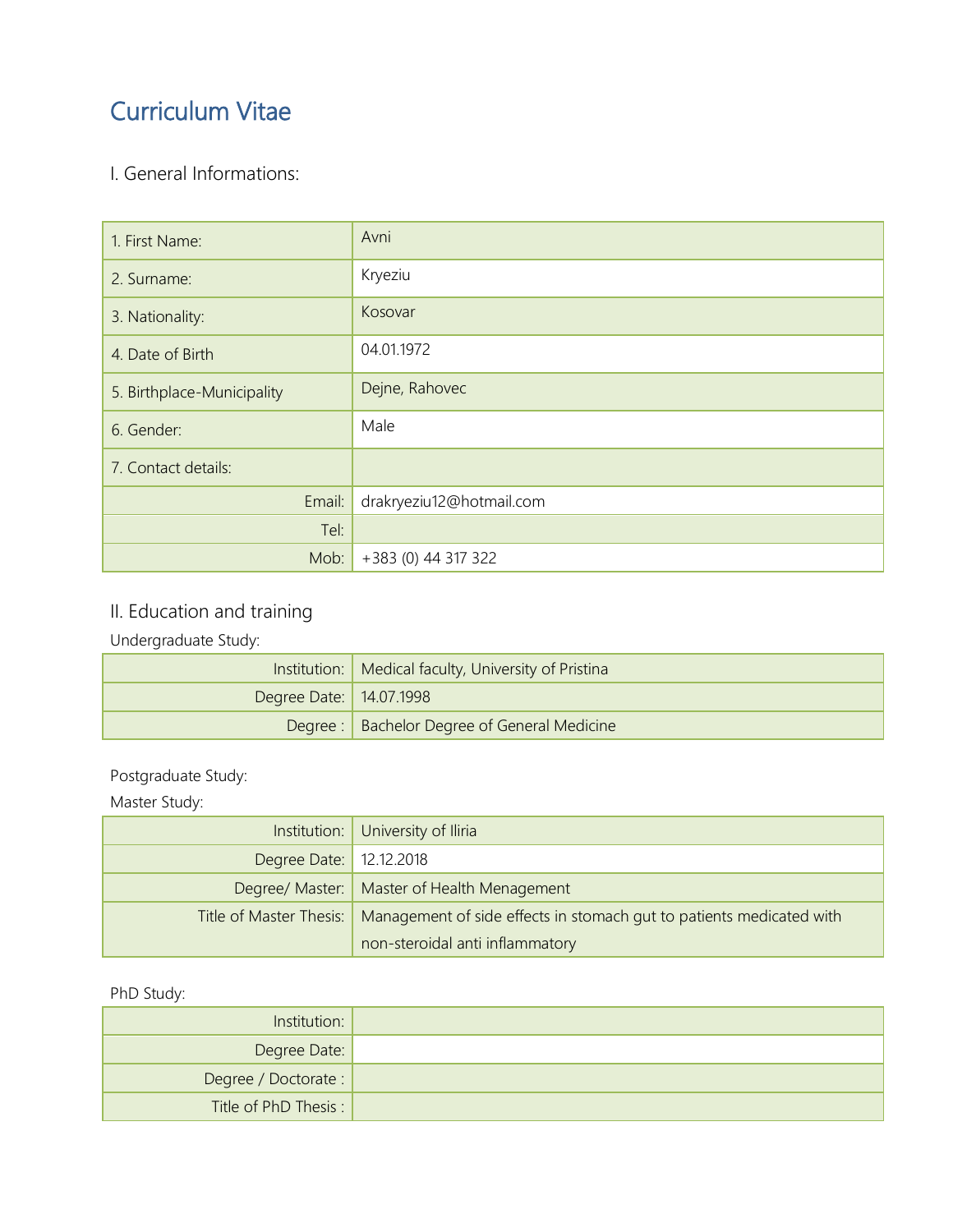# Curriculum Vitae

## I. General Informations:

| | |
|---|---|
| 1. First Name: | Avni |
| 2. Surname: | Kryeziu |
| 3. Nationality: | Kosovar |
| 4. Date of Birth | 04.01.1972 |
| 5. Birthplace-Municipality | Dejne, Rahovec |
| 6. Gender: | Male |
| 7. Contact details: | |
| Email: | drakryeziu12@hotmail.com |
| Tel: | |
| Mob: | +383 (0) 44 317 322 |

## II. Education and training

Undergraduate Study:

| | |
|---|---|
| Institution: | Medical faculty, University of Pristina |
| Degree Date: | 14.07.1998 |
| Degree : | Bachelor Degree of General Medicine |

Postgraduate Study:

Master Study:

| | |
|---|---|
| Institution: | University of Iliria |
| Degree Date: | 12.12.2018 |
| Degree/ Master: | Master of Health Menagement |
| Title of Master Thesis: | Management of side effects in stomach gut to patients medicated with non-steroidal anti inflammatory |

PhD Study:

| | |
|---|---|
| Institution: | |
| Degree Date: | |
| Degree / Doctorate : | |
| Title of PhD Thesis : | |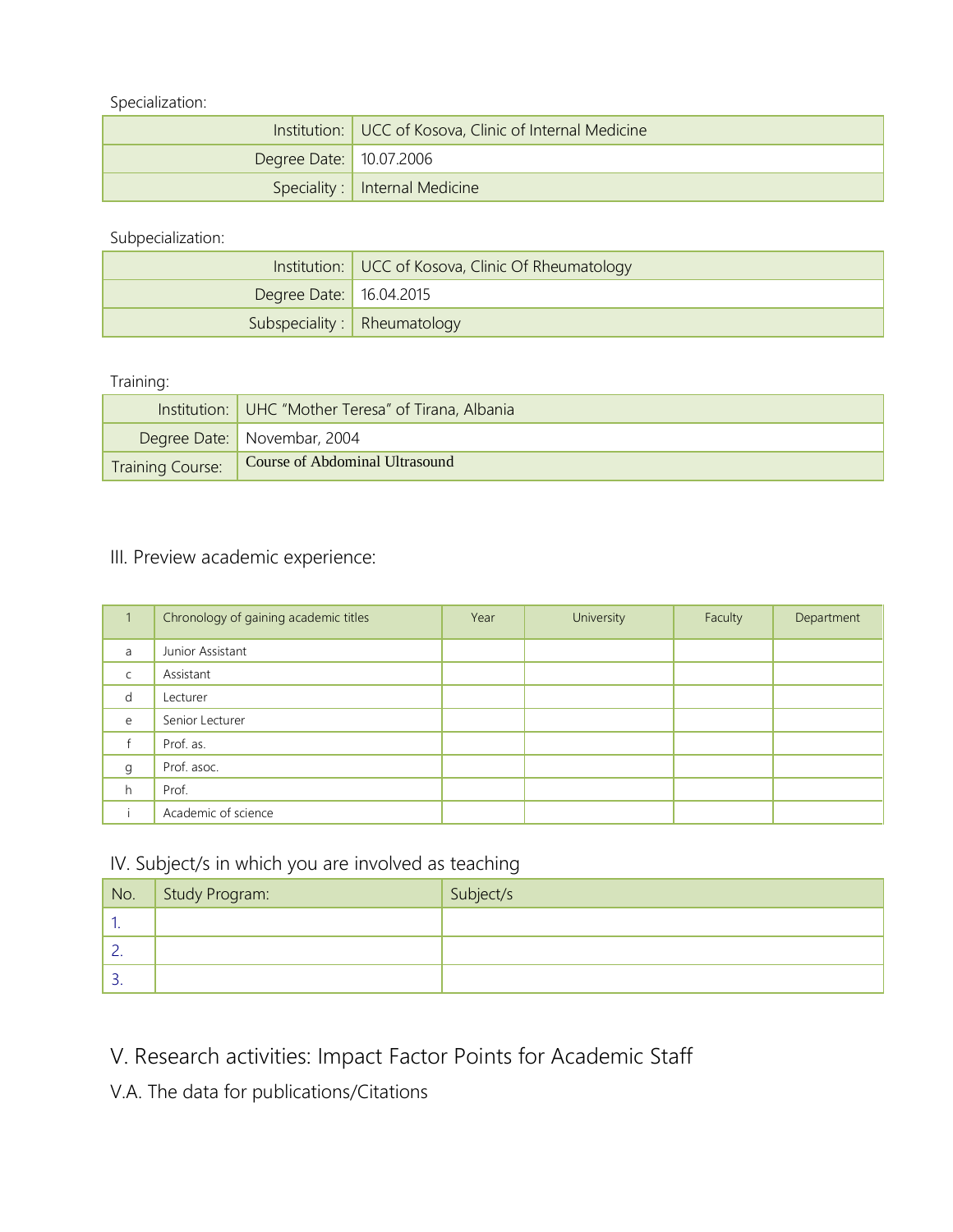Specialization:

| Institution: | UCC of Kosova, Clinic of Internal Medicine |
|---|---|
| Degree Date: | 10.07.2006 |
| Speciality : | Internal Medicine |

Subpecialization:

| Institution: | UCC of Kosova, Clinic Of Rheumatology |
|---|---|
| Degree Date: | 16.04.2015 |
| Subspeciality : | Rheumatology |

Training:

| Institution: | UHC "Mother Teresa" of Tirana, Albania |
|---|---|
| Degree Date: | Novembar, 2004 |
| Training Course: | Course of Abdominal Ultrasound |

## III. Preview academic experience:

| 1 | Chronology of gaining academic titles | Year | University | Faculty | Department |
|---|---|---|---|---|---|
| a | Junior Assistant | | | | |
| c | Assistant | | | | |
| d | Lecturer | | | | |
| e | Senior Lecturer | | | | |
| f | Prof. as. | | | | |
| g | Prof. asoc. | | | | |
| h | Prof. | | | | |
| i | Academic of science | | | | |

## IV. Subject/s in which you are involved as teaching

| No. | Study Program: | Subject/s |
|---|---|---|
| 1. | | |
| 2. | | |
| 3. | | |

## V. Research activities: Impact Factor Points for Academic Staff

### V.A. The data for publications/Citations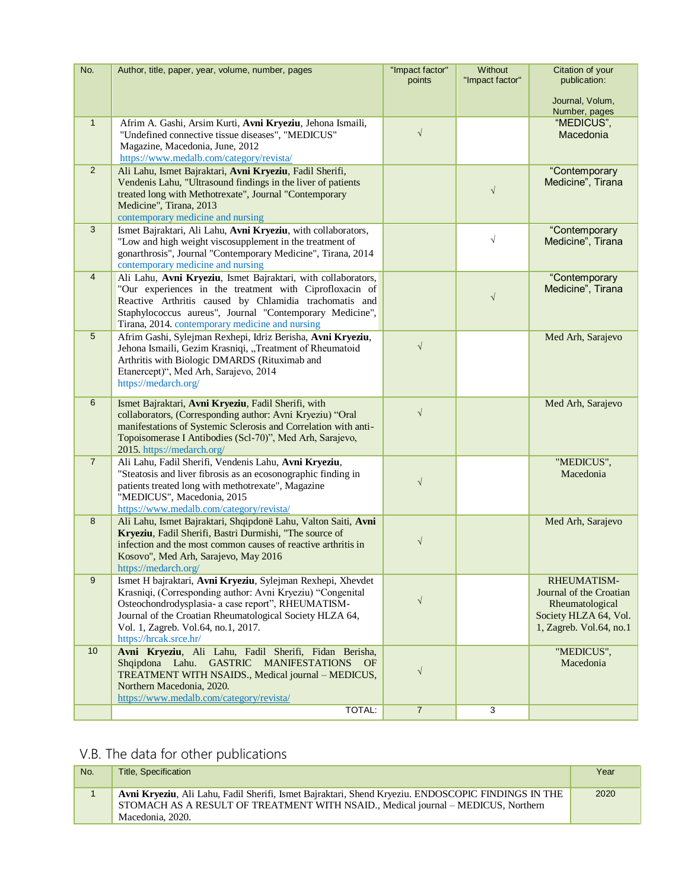| No. | Author, title, paper, year, volume, number, pages | "Impact factor" points | Without "Impact factor" | Citation of your publication: Journal, Volum, Number, pages |
|---|---|---|---|---|
| 1 | Afrim A. Gashi, Arsim Kurti, **Avni Kryeziu**, Jehona Ismaili, "Undefined connective tissue diseases", "MEDICUS" Magazine, Macedonia, June, 2012 https://www.medalb.com/category/revista/ | √ | | "MEDICUS", Macedonia |
| 2 | Ali Lahu, Ismet Bajraktari, **Avni Kryeziu**, Fadil Sherifi, Vendenis Lahu, "Ultrasound findings in the liver of patients treated long with Methotrexate", Journal "Contemporary Medicine", Tirana, 2013 contemporary medicine and nursing | | √ | "Contemporary Medicine", Tirana |
| 3 | Ismet Bajraktari, Ali Lahu, **Avni Kryeziu**, with collaborators, "Low and high weight viscosupplement in the treatment of gonarthrosis", Journal "Contemporary Medicine", Tirana, 2014 contemporary medicine and nursing | | √ | "Contemporary Medicine", Tirana |
| 4 | Ali Lahu, **Avni Kryeziu**, Ismet Bajraktari, with collaborators, "Our experiences in the treatment with Ciprofloxacin of Reactive Arthritis caused by Chlamidia trachomatis and Staphylococcus aureus", Journal "Contemporary Medicine", Tirana, 2014. contemporary medicine and nursing | | √ | "Contemporary Medicine", Tirana |
| 5 | Afrim Gashi, Sylejman Rexhepi, Idriz Berisha, **Avni Kryeziu**, Jehona Ismaili, Gezim Krasniqi, „Treatment of Rheumatoid Arthritis with Biologic DMARDS (Rituximab and Etanercept)", Med Arh, Sarajevo, 2014 https://medarch.org/ | √ | | Med Arh, Sarajevo |
| 6 | Ismet Bajraktari, **Avni Kryeziu**, Fadil Sherifi, with collaborators, (Corresponding author: Avni Kryeziu) "Oral manifestations of Systemic Sclerosis and Correlation with anti-Topoisomerase I Antibodies (Scl-70)", Med Arh, Sarajevo, 2015. https://medarch.org/ | √ | | Med Arh, Sarajevo |
| 7 | Ali Lahu, Fadil Sherifi, Vendenis Lahu, **Avni Kryeziu**, "Steatosis and liver fibrosis as an ecosonographic finding in patients treated long with methotrexate", Magazine "MEDICUS", Macedonia, 2015 https://www.medalb.com/category/revista/ | √ | | "MEDICUS", Macedonia |
| 8 | Ali Lahu, Ismet Bajraktari, Shqipdonë Lahu, Valton Saiti, **Avni Kryeziu**, Fadil Sherifi, Bastri Durmishi, "The source of infection and the most common causes of reactive arthritis in Kosovo", Med Arh, Sarajevo, May 2016 https://medarch.org/ | √ | | Med Arh, Sarajevo |
| 9 | Ismet H bajraktari, **Avni Kryeziu**, Sylejman Rexhepi, Xhevdet Krasniqi, (Corresponding author: Avni Kryeziu) "Congenital Osteochondrodysplasia- a case report", RHEUMATISM-Journal of the Croatian Rheumatological Society HLZA 64, Vol. 1, Zagreb. Vol.64, no.1, 2017. https://hrcak.srce.hr/ | √ | | RHEUMATISM-Journal of the Croatian Rheumatological Society HLZA 64, Vol. 1, Zagreb. Vol.64, no.1 |
| 10 | **Avni Kryeziu**, Ali Lahu, Fadil Sherifi, Fidan Berisha, Shqipdona Lahu. GASTRIC MANIFESTATIONS OF TREATMENT WITH NSAIDS., Medical journal – MEDICUS, Northern Macedonia, 2020. https://www.medalb.com/category/revista/ | √ | | "MEDICUS", Macedonia |
| | TOTAL: | 7 | 3 | |

## V.B. The data for other publications

| No. | Title, Specification | Year |
|---|---|---|
| 1 | **Avni Kryeziu**, Ali Lahu, Fadil Sherifi, Ismet Bajraktari, Shend Kryeziu. ENDOSCOPIC FINDINGS IN THE STOMACH AS A RESULT OF TREATMENT WITH NSAID., Medical journal – MEDICUS, Northern Macedonia, 2020. | 2020 |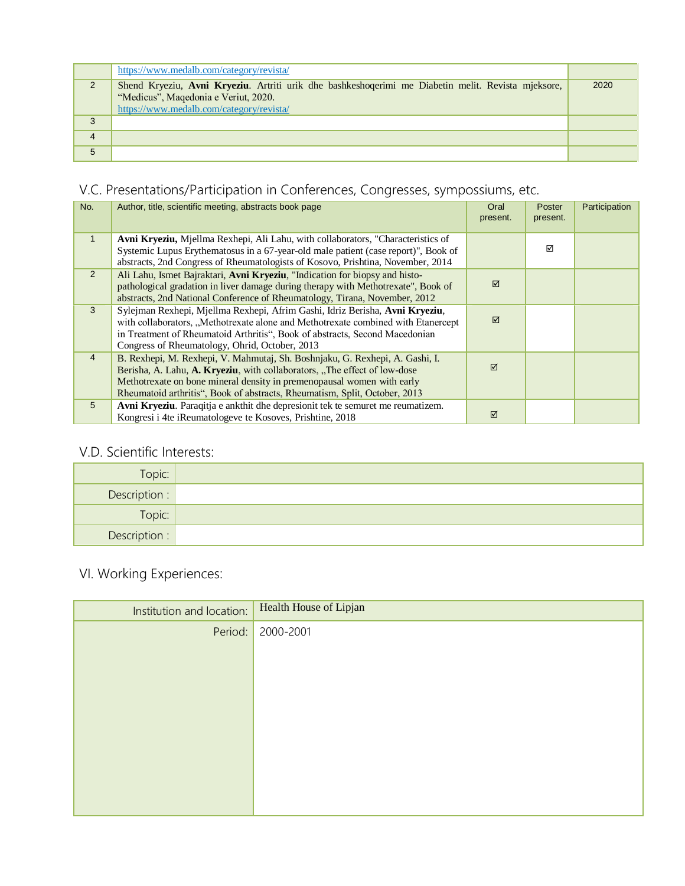|  | https://www.medalb.com/category/revista/ |  |
|---|---|---|
| 2 | Shend Kryeziu, **Avni Kryeziu**. Artriti urik dhe bashkeshoqerimi me Diabetin melit. Revista mjeksore, “Medicus”, Maqedonia e Veriut, 2020. https://www.medalb.com/category/revista/ | 2020 |
| 3 |  |  |
| 4 |  |  |
| 5 |  |  |

## V.C. Presentations/Participation in Conferences, Congresses, sympossiums, etc.

| No. | Author, title, scientific meeting, abstracts book page | Oral present. | Poster present. | Participation |
|---|---|---|---|---|
| 1 | **Avni Kryeziu,** Mjellma Rexhepi, Ali Lahu, with collaborators, "Characteristics of Systemic Lupus Erythematosus in a 67-year-old male patient (case report)", Book of abstracts, 2nd Congress of Rheumatologists of Kosovo, Prishtina, November, 2014 |  | ☑ |  |
| 2 | Ali Lahu, Ismet Bajraktari, **Avni Kryeziu**, "Indication for biopsy and histo-pathological gradation in liver damage during therapy with Methotrexate", Book of abstracts, 2nd National Conference of Rheumatology, Tirana, November, 2012 | ☑ |  |  |
| 3 | Sylejman Rexhepi, Mjellma Rexhepi, Afrim Gashi, Idriz Berisha, **Avni Kryeziu**, with collaborators, „Methotrexate alone and Methotrexate combined with Etanercept in Treatment of Rheumatoid Arthritis“, Book of abstracts, Second Macedonian Congress of Rheumatology, Ohrid, October, 2013 | ☑ |  |  |
| 4 | B. Rexhepi, M. Rexhepi, V. Mahmutaj, Sh. Boshnjaku, G. Rexhepi, A. Gashi, I. Berisha, A. Lahu, **A. Kryeziu**, with collaborators, „The effect of low-dose Methotrexate on bone mineral density in premenopausal women with early Rheumatoid arthritis“, Book of abstracts, Rheumatism, Split, October, 2013 | ☑ |  |  |
| 5 | **Avni Kryeziu**. Paraqitja e ankthit dhe depresionit tek te semuret me reumatizem. Kongresi i 4te iReumatologeve te Kosoves, Prishtine, 2018 | ☑ |  |  |

## V.D. Scientific Interests:

| Topic: |  |
|---|---|
| Description : |  |
| Topic: |  |
| Description : |  |

# VI. Working Experiences:

| Institution and location: | Health House of Lipjan |
|---|---|
| Period: | 2000-2001 |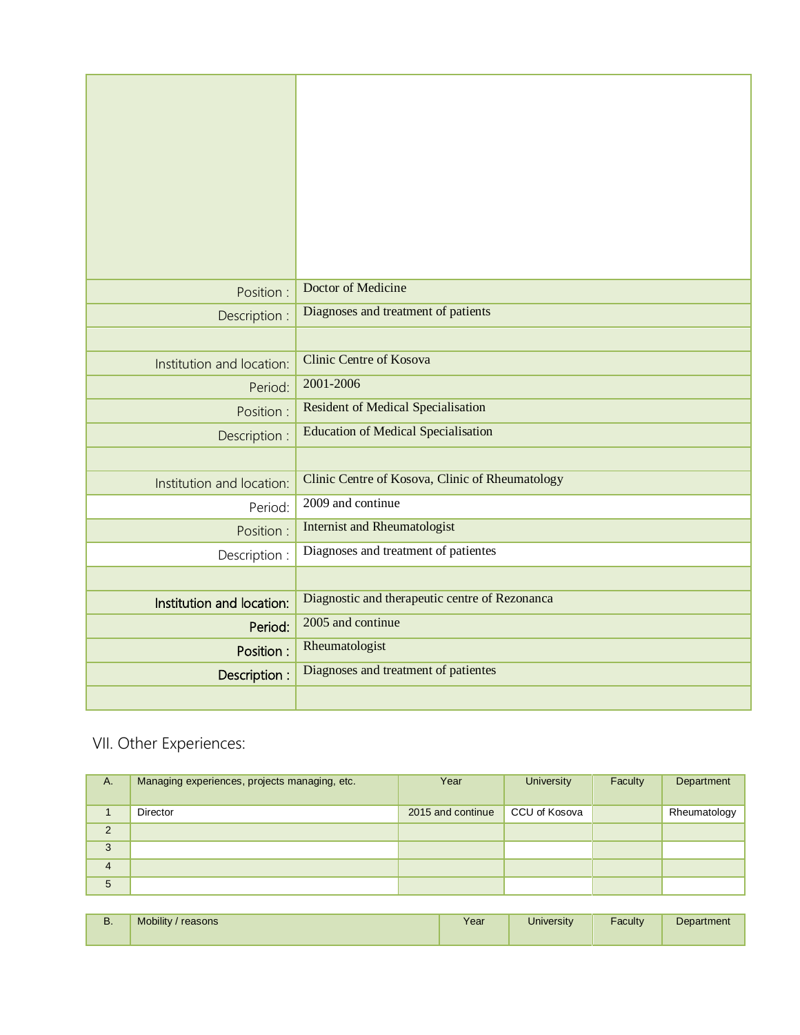| | |
|---|---|
| | |
| Position : | Doctor of Medicine |
| Description : | Diagnoses and treatment of patients |
| | |
| Institution and location: | Clinic Centre of Kosova |
| Period: | 2001-2006 |
| Position : | Resident of Medical Specialisation |
| Description : | Education of Medical Specialisation |
| | |
| Institution and location: | Clinic Centre of Kosova, Clinic of Rheumatology |
| Period: | 2009 and continue |
| Position : | Internist and Rheumatologist |
| Description : | Diagnoses and treatment of patientes |
| | |
| **Institution and location:** | Diagnostic and therapeutic centre of Rezonanca |
| **Period:** | 2005 and continue |
| **Position :** | Rheumatologist |
| **Description :** | Diagnoses and treatment of patientes |
| | |

## VII. Other Experiences:

| A. | Managing experiences, projects managing, etc. | Year | University | Faculty | Department |
|---|---|---|---|---|---|
| 1 | Director | 2015 and continue | CCU of Kosova | | Rheumatology |
| 2 | | | | | |
| 3 | | | | | |
| 4 | | | | | |
| 5 | | | | | |

| B. | Mobility / reasons | Year | University | Faculty | Department |
|---|---|---|---|---|---|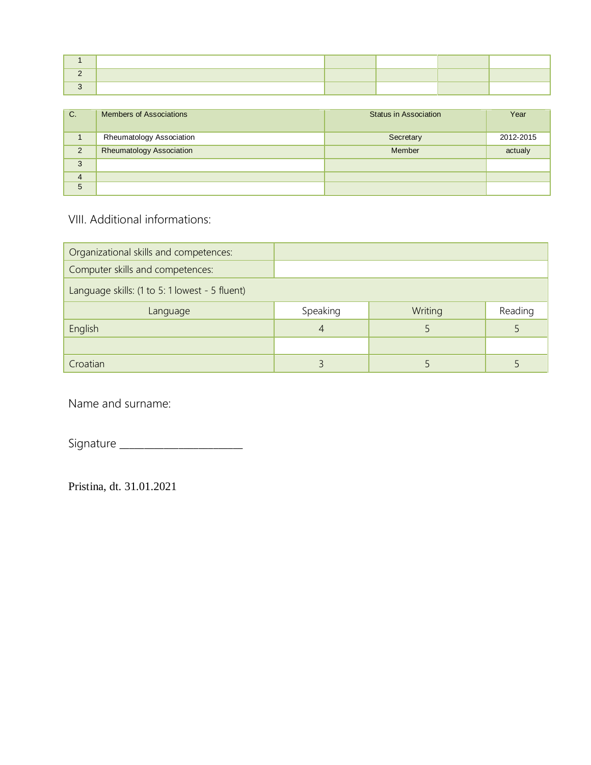| | | | | | |
|---|---|---|---|---|---|
| 1 | | | | | |
| 2 | | | | | |
| 3 | | | | | |

| C. | Members of Associations | Status in Association | Year |
|---|---|---|---|
| 1 | Rheumatology Association | Secretary | 2012-2015 |
| 2 | Rheumatology Association | Member | actualy |
| 3 | | | |
| 4 | | | |
| 5 | | | |

## VIII. Additional informations:

| | | | |
|---|---|---|---|
| Organizational skills and competences: | | | |
| Computer skills and competences: | | | |
| Language skills: (1 to 5: 1 lowest - 5 fluent) | | | |
| Language | Speaking | Writing | Reading |
| English | 4 | 5 | 5 |
| | | | |
| Croatian | 3 | 5 | 5 |

Name and surname:

Signature ______________________

Pristina, dt. 31.01.2021